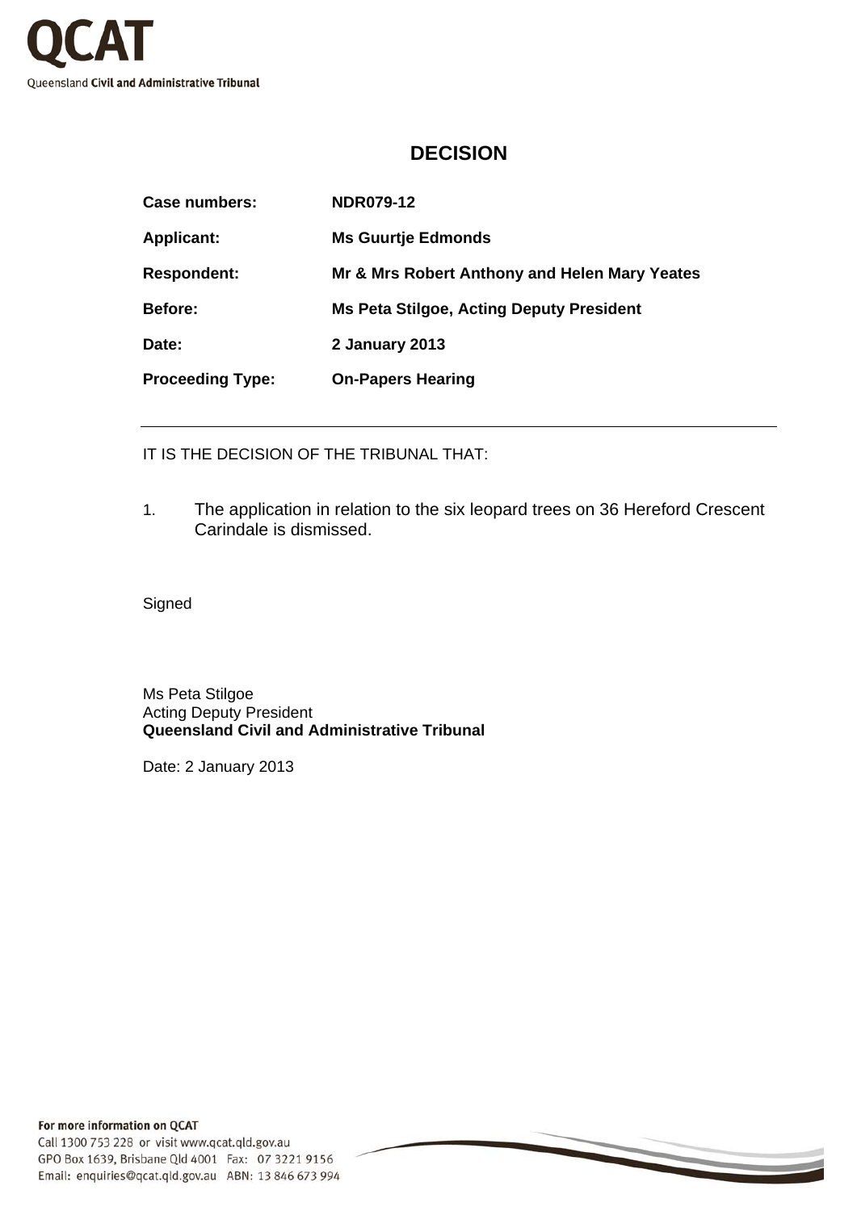QCAT

Queensland Civil and Administrative Tribunal

# DECISION

| | |
|---|---|
| **Case numbers:** | **NDR079-12** |
| **Applicant:** | **Ms Guurtje Edmonds** |
| **Respondent:** | **Mr & Mrs Robert Anthony and Helen Mary Yeates** |
| **Before:** | **Ms Peta Stilgoe, Acting Deputy President** |
| **Date:** | **2 January 2013** |
| **Proceeding Type:** | **On-Papers Hearing** |

---

IT IS THE DECISION OF THE TRIBUNAL THAT:

1. The application in relation to the six leopard trees on 36 Hereford Crescent Carindale is dismissed.

Signed

Ms Peta Stilgoe
Acting Deputy President
**Queensland Civil and Administrative Tribunal**

Date: 2 January 2013

**For more information on QCAT**
Call 1300 753 228 or visit www.qcat.qld.gov.au
GPO Box 1639, Brisbane Qld 4001 Fax: 07 3221 9156
Email: enquiries@qcat.qld.gov.au ABN: 13 846 673 994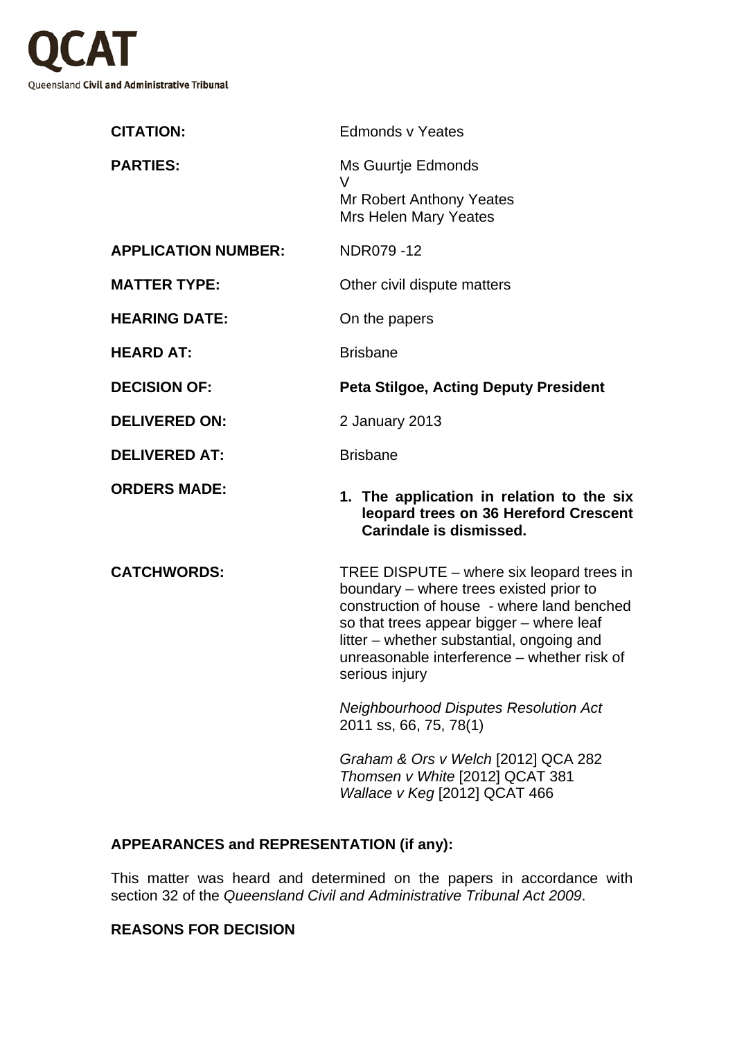QCAT

Queensland **Civil and Administrative Tribunal**

| | |
|---|---|
| **CITATION:** | Edmonds v Yeates |
| **PARTIES:** | Ms Guurtje Edmonds<br>V<br>Mr Robert Anthony Yeates<br>Mrs Helen Mary Yeates |
| **APPLICATION NUMBER:** | NDR079 -12 |
| **MATTER TYPE:** | Other civil dispute matters |
| **HEARING DATE:** | On the papers |
| **HEARD AT:** | Brisbane |
| **DECISION OF:** | **Peta Stilgoe, Acting Deputy President** |
| **DELIVERED ON:** | 2 January 2013 |
| **DELIVERED AT:** | Brisbane |
| **ORDERS MADE:** | **1. The application in relation to the six leopard trees on 36 Hereford Crescent Carindale is dismissed.** |
| **CATCHWORDS:** | TREE DISPUTE – where six leopard trees in boundary – where trees existed prior to construction of house - where land benched so that trees appear bigger – where leaf litter – whether substantial, ongoing and unreasonable interference – whether risk of serious injury<br><br>*Neighbourhood Disputes Resolution Act* 2011 ss, 66, 75, 78(1)<br><br>*Graham & Ors v Welch* [2012] QCA 282<br>*Thomsen v White* [2012] QCAT 381<br>*Wallace v Keg* [2012] QCAT 466 |

**APPEARANCES and REPRESENTATION (if any):**

This matter was heard and determined on the papers in accordance with section 32 of the *Queensland Civil and Administrative Tribunal Act 2009*.

**REASONS FOR DECISION**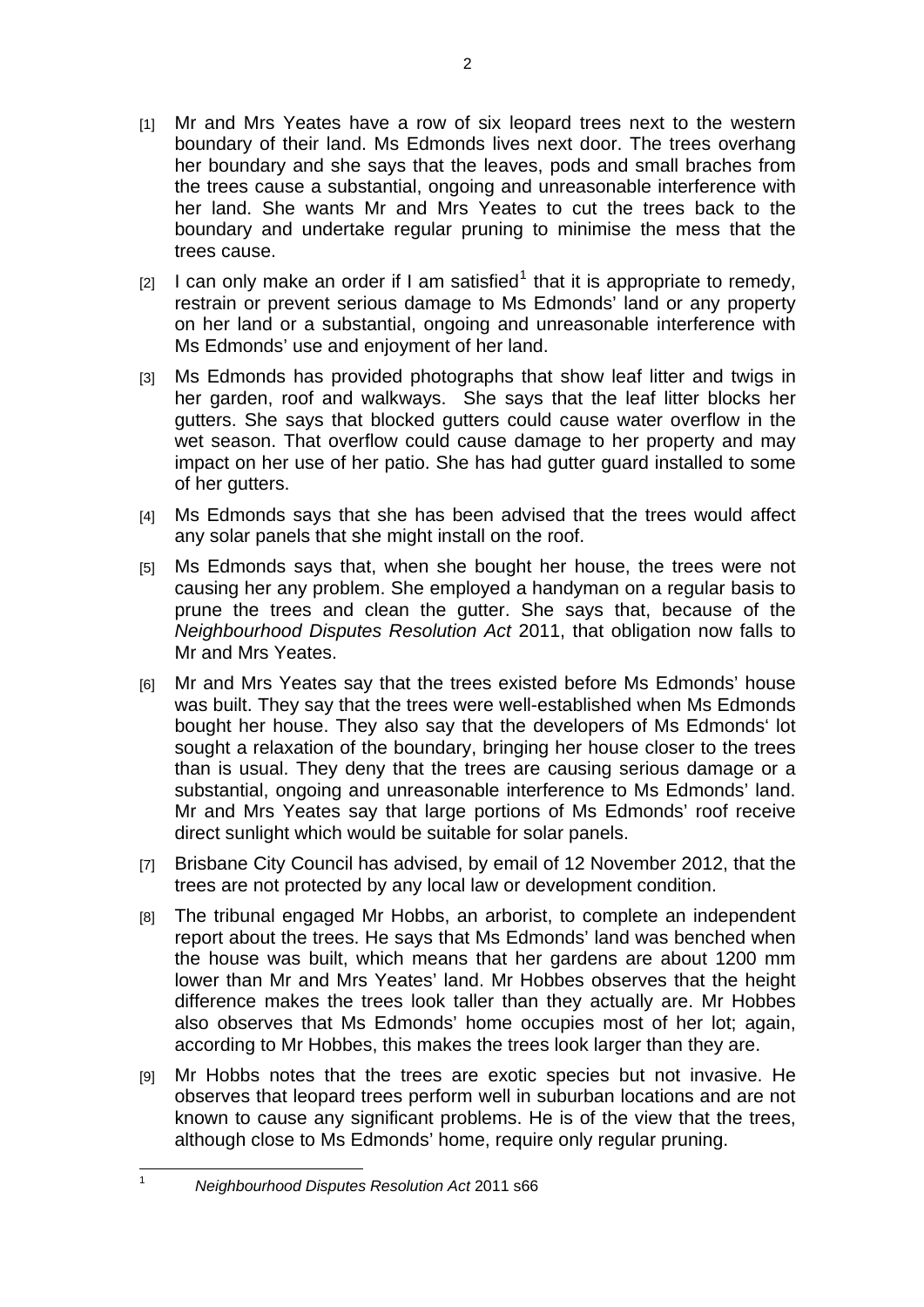[1] Mr and Mrs Yeates have a row of six leopard trees next to the western boundary of their land. Ms Edmonds lives next door. The trees overhang her boundary and she says that the leaves, pods and small braches from the trees cause a substantial, ongoing and unreasonable interference with her land. She wants Mr and Mrs Yeates to cut the trees back to the boundary and undertake regular pruning to minimise the mess that the trees cause.

[2] I can only make an order if I am satisfied[1] that it is appropriate to remedy, restrain or prevent serious damage to Ms Edmonds' land or any property on her land or a substantial, ongoing and unreasonable interference with Ms Edmonds' use and enjoyment of her land.

[3] Ms Edmonds has provided photographs that show leaf litter and twigs in her garden, roof and walkways. She says that the leaf litter blocks her gutters. She says that blocked gutters could cause water overflow in the wet season. That overflow could cause damage to her property and may impact on her use of her patio. She has had gutter guard installed to some of her gutters.

[4] Ms Edmonds says that she has been advised that the trees would affect any solar panels that she might install on the roof.

[5] Ms Edmonds says that, when she bought her house, the trees were not causing her any problem. She employed a handyman on a regular basis to prune the trees and clean the gutter. She says that, because of the *Neighbourhood Disputes Resolution Act* 2011, that obligation now falls to Mr and Mrs Yeates.

[6] Mr and Mrs Yeates say that the trees existed before Ms Edmonds' house was built. They say that the trees were well-established when Ms Edmonds bought her house. They also say that the developers of Ms Edmonds' lot sought a relaxation of the boundary, bringing her house closer to the trees than is usual. They deny that the trees are causing serious damage or a substantial, ongoing and unreasonable interference to Ms Edmonds' land. Mr and Mrs Yeates say that large portions of Ms Edmonds' roof receive direct sunlight which would be suitable for solar panels.

[7] Brisbane City Council has advised, by email of 12 November 2012, that the trees are not protected by any local law or development condition.

[8] The tribunal engaged Mr Hobbs, an arborist, to complete an independent report about the trees. He says that Ms Edmonds' land was benched when the house was built, which means that her gardens are about 1200 mm lower than Mr and Mrs Yeates' land. Mr Hobbes observes that the height difference makes the trees look taller than they actually are. Mr Hobbes also observes that Ms Edmonds' home occupies most of her lot; again, according to Mr Hobbes, this makes the trees look larger than they are.

[9] Mr Hobbs notes that the trees are exotic species but not invasive. He observes that leopard trees perform well in suburban locations and are not known to cause any significant problems. He is of the view that the trees, although close to Ms Edmonds' home, require only regular pruning.

---

[1] *Neighbourhood Disputes Resolution Act* 2011 s66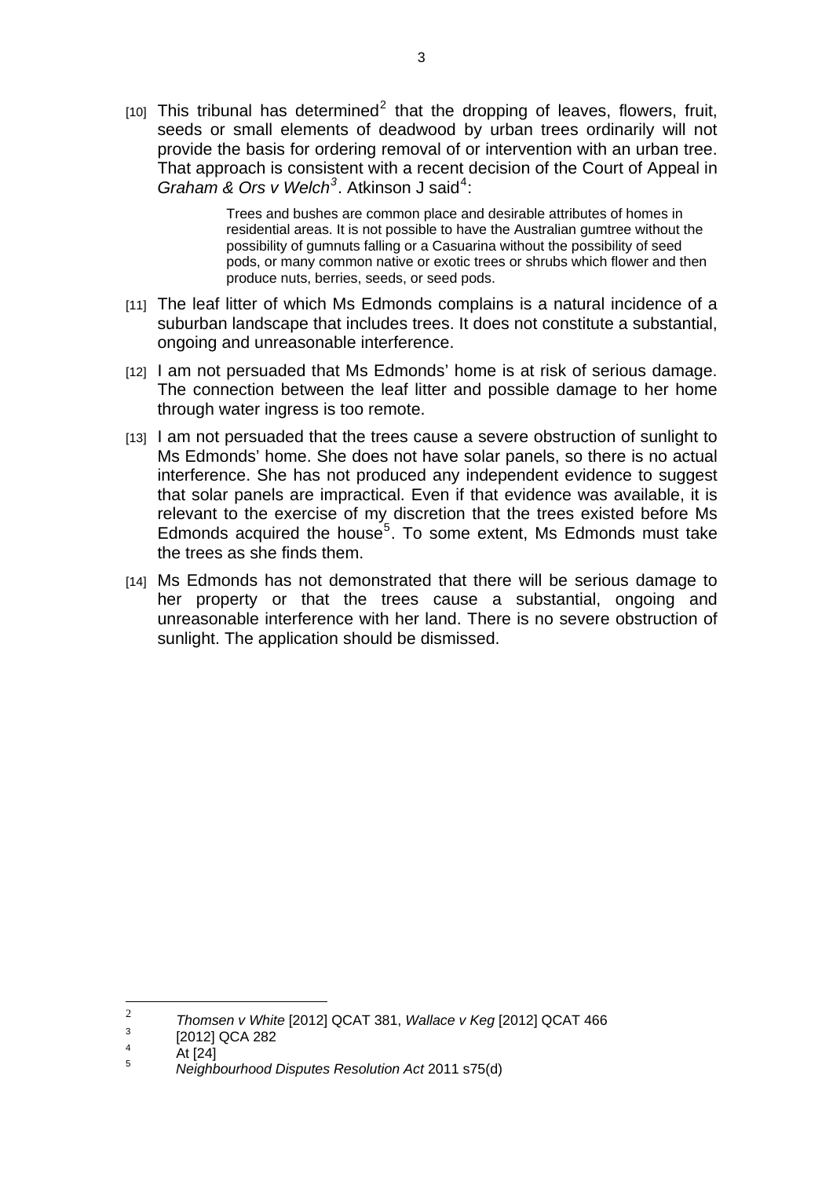[10] This tribunal has determined[2] that the dropping of leaves, flowers, fruit, seeds or small elements of deadwood by urban trees ordinarily will not provide the basis for ordering removal of or intervention with an urban tree. That approach is consistent with a recent decision of the Court of Appeal in *Graham & Ors v Welch*[3]. Atkinson J said[4]:

> Trees and bushes are common place and desirable attributes of homes in residential areas. It is not possible to have the Australian gumtree without the possibility of gumnuts falling or a Casuarina without the possibility of seed pods, or many common native or exotic trees or shrubs which flower and then produce nuts, berries, seeds, or seed pods.

[11] The leaf litter of which Ms Edmonds complains is a natural incidence of a suburban landscape that includes trees. It does not constitute a substantial, ongoing and unreasonable interference.

[12] I am not persuaded that Ms Edmonds' home is at risk of serious damage. The connection between the leaf litter and possible damage to her home through water ingress is too remote.

[13] I am not persuaded that the trees cause a severe obstruction of sunlight to Ms Edmonds' home. She does not have solar panels, so there is no actual interference. She has not produced any independent evidence to suggest that solar panels are impractical. Even if that evidence was available, it is relevant to the exercise of my discretion that the trees existed before Ms Edmonds acquired the house[5]. To some extent, Ms Edmonds must take the trees as she finds them.

[14] Ms Edmonds has not demonstrated that there will be serious damage to her property or that the trees cause a substantial, ongoing and unreasonable interference with her land. There is no severe obstruction of sunlight. The application should be dismissed.

---

[2] *Thomsen v White* [2012] QCAT 381, *Wallace v Keg* [2012] QCAT 466

[3] [2012] QCA 282

[4] At [24]

[5] *Neighbourhood Disputes Resolution Act* 2011 s75(d)